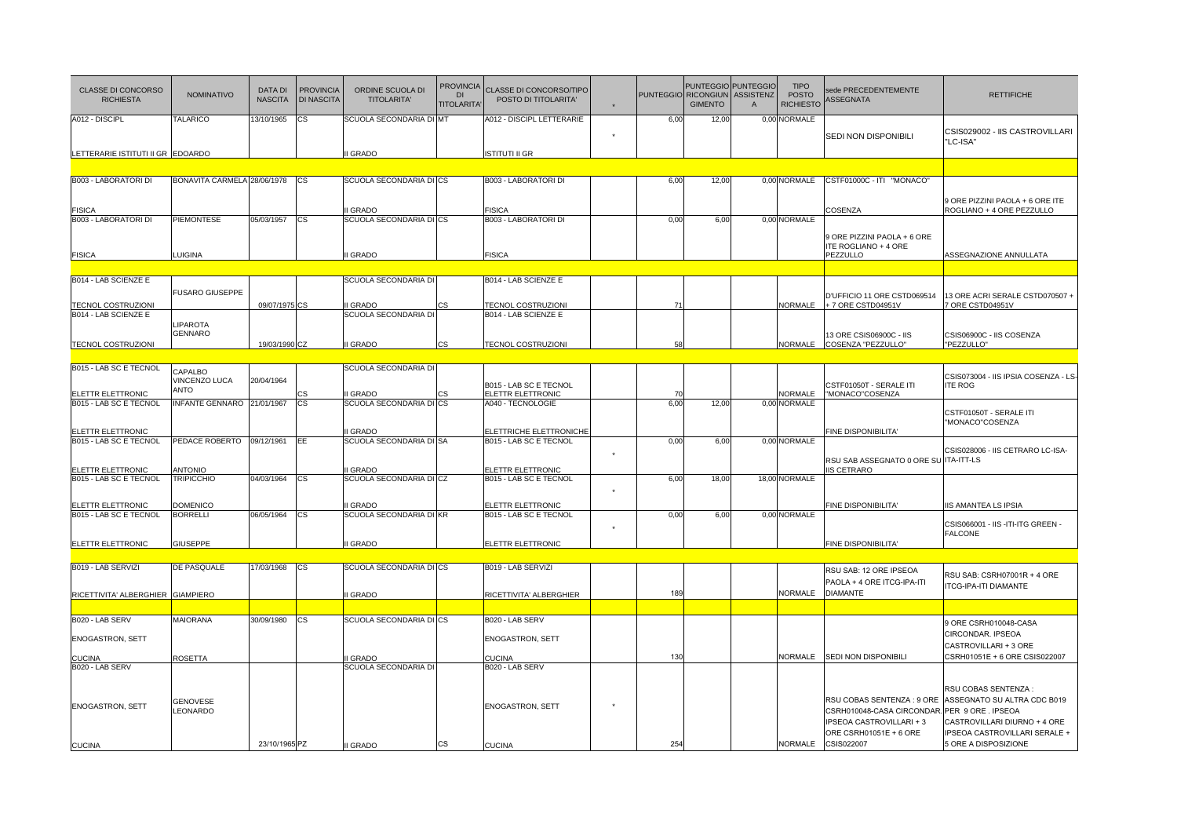| CLASSE DI CONCORSO RICHIESTA | NOMINATIVO | DATA DI NASCITA | PROVINCIA DI NASCITA | ORDINE SCUOLA DI TITOLARITA' | PROVINCIA DI TITOLARITA' | CLASSE DI CONCORSO/TIPO POSTO DI TITOLARITA' | * | PUNTEGGIO | PUNTEGGIO RICONGIUN GIMENTO | PUNTEGGIO ASSISTENZ A | TIPO POSTO RICHIESTO | sede PRECEDENTEMENTE ASSEGNATA | RETTIFICHE |
|---|---|---|---|---|---|---|---|---|---|---|---|---|---|
| A012 - DISCIPL LETTERARIE ISTITUTI II GR | TALARICO EDOARDO | 13/10/1965 | CS | SCUOLA SECONDARIA DI II GRADO | MT | A012 - DISCIPL LETTERARIE ISTITUTI II GR | * | 6,00 | 12,00 | 0,00 | NORMALE | SEDI NON DISPONIBILI | CSIS029002 - IIS CASTROVILLARI "LC-ISA" |
| | | | | | | | | | | | | | |
| B003 - LABORATORI DI FISICA | BONAVITA CARMELA | 28/06/1978 | CS | SCUOLA SECONDARIA DI II GRADO | CS | B003 - LABORATORI DI FISICA | | 6,00 | 12,00 | 0,00 | NORMALE | CSTF01000C - ITI "MONACO" COSENZA | 9 ORE PIZZINI PAOLA + 6 ORE ITE ROGLIANO + 4 ORE PEZZULLO |
| B003 - LABORATORI DI FISICA | PIEMONTESE LUIGINA | 05/03/1957 | CS | SCUOLA SECONDARIA DI II GRADO | CS | B003 - LABORATORI DI FISICA | | 0,00 | 6,00 | 0,00 | NORMALE | 9 ORE PIZZINI PAOLA + 6 ORE ITE ROGLIANO + 4 ORE PEZZULLO | ASSEGNAZIONE ANNULLATA |
| | | | | | | | | | | | | | |
| B014 - LAB SCIENZE E TECNOL COSTRUZIONI | FUSARO GIUSEPPE | 09/07/1975 | CS | SCUOLA SECONDARIA DI II GRADO | CS | B014 - LAB SCIENZE E TECNOL COSTRUZIONI | | 71 | | | NORMALE | D'UFFICIO 11 ORE CSTD069514 + 7 ORE CSTD04951V | 13 ORE ACRI SERALE CSTD070507 + 7 ORE CSTD04951V |
| B014 - LAB SCIENZE E TECNOL COSTRUZIONI | LIPAROTA GENNARO | 19/03/1990 | CZ | SCUOLA SECONDARIA DI II GRADO | CS | B014 - LAB SCIENZE E TECNOL COSTRUZIONI | | 58 | | | NORMALE | 13 ORE CSIS06900C - IIS COSENZA "PEZZULLO" | CSIS06900C - IIS COSENZA "PEZZULLO" |
| | | | | | | | | | | | | | |
| B015 - LAB SC E TECNOL ELETTR ELETTRONIC | CAPALBO VINCENZO LUCA ANTO | 20/04/1964 | CS | SCUOLA SECONDARIA DI II GRADO | CS | B015 - LAB SC E TECNOL ELETTR ELETTRONIC | | 70 | | | NORMALE | CSTF01050T - SERALE ITI "MONACO"COSENZA | CSIS073004 - IIS IPSIA COSENZA - LS-ITE ROG |
| B015 - LAB SC E TECNOL ELETTR ELETTRONIC | INFANTE GENNARO | 21/01/1967 | CS | SCUOLA SECONDARIA DI II GRADO | CS | A040 - TECNOLOGIE ELETTRICHE ELETTRONICHE | | 6,00 | 12,00 | 0,00 | NORMALE | FINE DISPONIBILITA' | CSTF01050T - SERALE ITI "MONACO"COSENZA |
| B015 - LAB SC E TECNOL ELETTR ELETTRONIC | PEDACE ROBERTO ANTONIO | 09/12/1961 | EE | SCUOLA SECONDARIA DI II GRADO | SA | B015 - LAB SC E TECNOL ELETTR ELETTRONIC | * | 0,00 | 6,00 | 0,00 | NORMALE | RSU SAB ASSEGNATO 0 ORE SU IIS CETRARO | CSIS028006 - IIS CETRARO LC-ISA-ITA-ITT-LS |
| B015 - LAB SC E TECNOL ELETTR ELETTRONIC | TRIPICCHIO DOMENICO | 04/03/1964 | CS | SCUOLA SECONDARIA DI II GRADO | CZ | B015 - LAB SC E TECNOL ELETTR ELETTRONIC | * | 6,00 | 18,00 | 18,00 | NORMALE | FINE DISPONIBILITA' | IIS AMANTEA LS IPSIA |
| B015 - LAB SC E TECNOL ELETTR ELETTRONIC | BORRELLI GIUSEPPE | 06/05/1964 | CS | SCUOLA SECONDARIA DI II GRADO | KR | B015 - LAB SC E TECNOL ELETTR ELETTRONIC | * | 0,00 | 6,00 | 0,00 | NORMALE | FINE DISPONIBILITA' | CSIS066001 - IIS -ITI-ITG GREEN - FALCONE |
| | | | | | | | | | | | | | |
| B019 - LAB SERVIZI RICETTIVITA' ALBERGHIER | DE PASQUALE GIAMPIERO | 17/03/1968 | CS | SCUOLA SECONDARIA DI II GRADO | CS | B019 - LAB SERVIZI RICETTIVITA' ALBERGHIER | | 189 | | | NORMALE | RSU SAB: 12 ORE IPSEOA PAOLA + 4 ORE ITCG-IPA-ITI DIAMANTE | RSU SAB: CSRH07001R + 4 ORE ITCG-IPA-ITI DIAMANTE |
| | | | | | | | | | | | | | |
| B020 - LAB SERV ENOGASTRON, SETT CUCINA | MAIORANA ROSETTA | 30/09/1980 | CS | SCUOLA SECONDARIA DI II GRADO | CS | B020 - LAB SERV ENOGASTRON, SETT CUCINA | | 130 | | | NORMALE | SEDI NON DISPONIBILI | 9 ORE CSRH010048-CASA CIRCONDAR. IPSEOA CASTROVILLARI + 3 ORE CSRH01051E + 6 ORE CSIS022007 |
| B020 - LAB SERV ENOGASTRON, SETT CUCINA | GENOVESE LEONARDO | 23/10/1965 | PZ | SCUOLA SECONDARIA DI II GRADO | CS | B020 - LAB SERV ENOGASTRON, SETT CUCINA | * | 254 | | | NORMALE | RSU COBAS SENTENZA : 9 ORE CSRH010048-CASA CIRCONDAR. IPSEOA CASTROVILLARI + 3 ORE CSRH01051E + 6 ORE CSIS022007 | RSU COBAS SENTENZA : ASSEGNATO SU ALTRA CDC B019 PER 9 ORE . IPSEOA CASTROVILLARI DIURNO + 4 ORE IPSEOA CASTROVILLARI SERALE + 5 ORE A DISPOSIZIONE |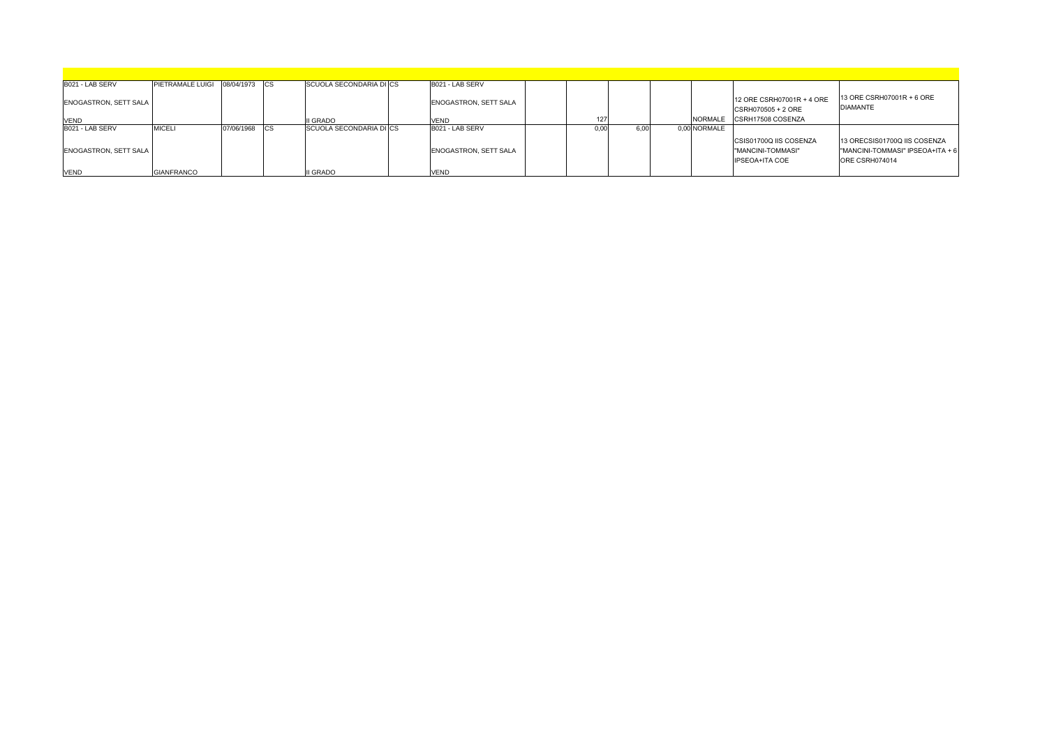| | | | | | | | | | | | | | | |
|---|---|---|---|---|---|---|---|---|---|---|---|---|---|---|
| | | | | | | | | | | | | | | |
| B021 - LAB SERV ENOGASTRON, SETT SALA VEND | PIETRAMALE LUIGI | 08/04/1973 | CS | SCUOLA SECONDARIA DI II GRADO | CS | B021 - LAB SERV ENOGASTRON, SETT SALA VEND | | 127 | | | NORMALE | 12 ORE CSRH07001R + 4 ORE CSRH070505 + 2 ORE CSRH17508 COSENZA | 13 ORE CSRH07001R + 6 ORE DIAMANTE |
| B021 - LAB SERV ENOGASTRON, SETT SALA VEND | MICELI GIANFRANCO | 07/06/1968 | CS | SCUOLA SECONDARIA DI II GRADO | CS | B021 - LAB SERV ENOGASTRON, SETT SALA VEND | | 0,00 | 6,00 | 0,00 | NORMALE | CSIS01700Q IIS COSENZA "MANCINI-TOMMASI" IPSEOA+ITA COE | 13 ORECSIS01700Q IIS COSENZA "MANCINI-TOMMASI" IPSEOA+ITA + 6 ORE CSRH074014 |